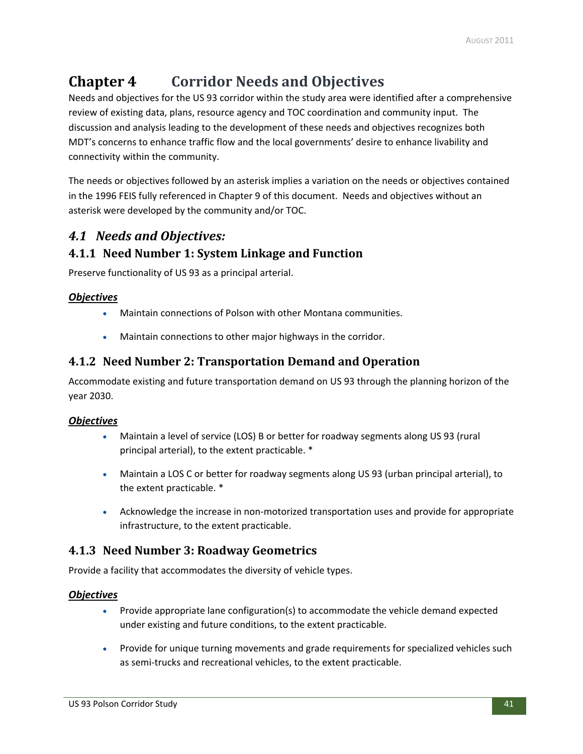# Chapter 4 Corridor Needs and Objectives

Needs and objectives for the US 93 corridor within the study area were identified after a comprehensive review of existing data, plans, resource agency and TOC coordination and community input. The discussion and analysis leading to the development of these needs and objectives recognizes both MDT's concerns to enhance traffic flow and the local governments' desire to enhance livability and connectivity within the community.

The needs or objectives followed by an asterisk implies a variation on the needs or objectives contained in the 1996 FEIS fully referenced in Chapter 9 of this document. Needs and objectives without an asterisk were developed by the community and/or TOC.

## *4.1 Needs and Objectives:*

### 4.1.1 Need Number 1: System Linkage and Function

Preserve functionality of US 93 as a principal arterial.

***Objectives***

- Maintain connections of Polson with other Montana communities.
- Maintain connections to other major highways in the corridor.

### 4.1.2 Need Number 2: Transportation Demand and Operation

Accommodate existing and future transportation demand on US 93 through the planning horizon of the year 2030.

***Objectives***

- Maintain a level of service (LOS) B or better for roadway segments along US 93 (rural principal arterial), to the extent practicable. *
- Maintain a LOS C or better for roadway segments along US 93 (urban principal arterial), to the extent practicable. *
- Acknowledge the increase in non-motorized transportation uses and provide for appropriate infrastructure, to the extent practicable.

### 4.1.3 Need Number 3: Roadway Geometrics

Provide a facility that accommodates the diversity of vehicle types.

***Objectives***

- Provide appropriate lane configuration(s) to accommodate the vehicle demand expected under existing and future conditions, to the extent practicable.
- Provide for unique turning movements and grade requirements for specialized vehicles such as semi-trucks and recreational vehicles, to the extent practicable.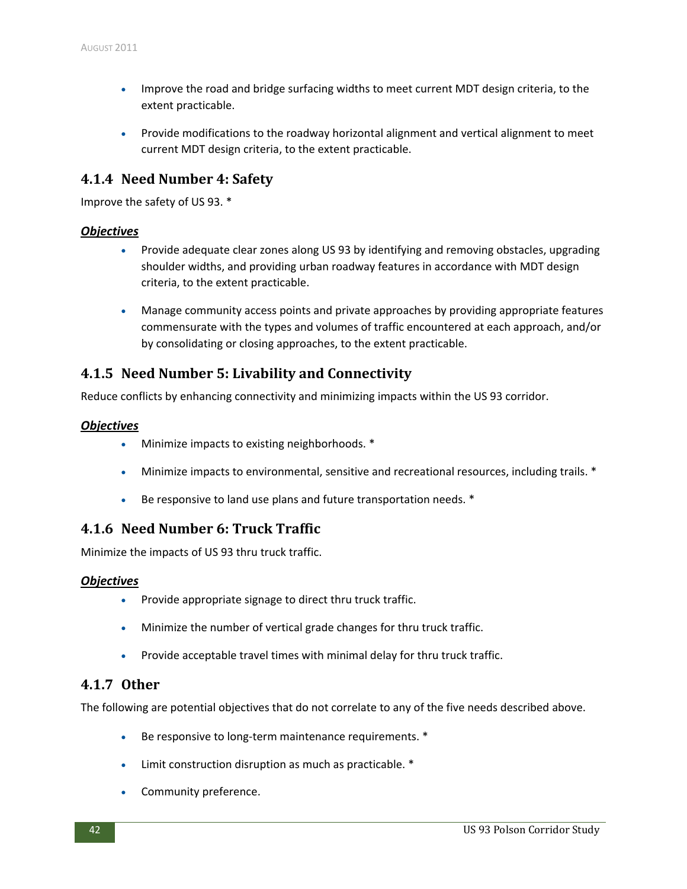- Improve the road and bridge surfacing widths to meet current MDT design criteria, to the extent practicable.
- Provide modifications to the roadway horizontal alignment and vertical alignment to meet current MDT design criteria, to the extent practicable.

### 4.1.4 Need Number 4: Safety

Improve the safety of US 93. *

***Objectives***

- Provide adequate clear zones along US 93 by identifying and removing obstacles, upgrading shoulder widths, and providing urban roadway features in accordance with MDT design criteria, to the extent practicable.
- Manage community access points and private approaches by providing appropriate features commensurate with the types and volumes of traffic encountered at each approach, and/or by consolidating or closing approaches, to the extent practicable.

### 4.1.5 Need Number 5: Livability and Connectivity

Reduce conflicts by enhancing connectivity and minimizing impacts within the US 93 corridor.

***Objectives***

- Minimize impacts to existing neighborhoods. *
- Minimize impacts to environmental, sensitive and recreational resources, including trails. *
- Be responsive to land use plans and future transportation needs. *

### 4.1.6 Need Number 6: Truck Traffic

Minimize the impacts of US 93 thru truck traffic.

***Objectives***

- Provide appropriate signage to direct thru truck traffic.
- Minimize the number of vertical grade changes for thru truck traffic.
- Provide acceptable travel times with minimal delay for thru truck traffic.

### 4.1.7 Other

The following are potential objectives that do not correlate to any of the five needs described above.

- Be responsive to long-term maintenance requirements. *
- Limit construction disruption as much as practicable. *
- Community preference.